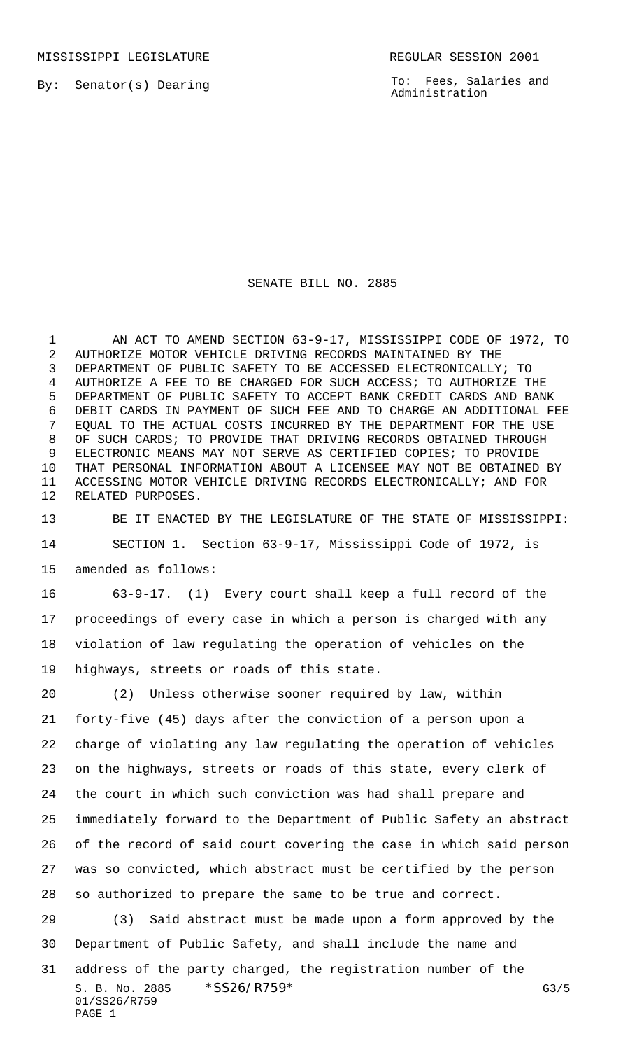MISSISSIPPI LEGISLATURE REGULAR SESSION 2001

By: Senator(s) Dearing

To: Fees, Salaries and Administration

# SENATE BILL NO. 2885

AN ACT TO AMEND SECTION 63-9-17, MISSISSIPPI CODE OF 1972, TO AUTHORIZE MOTOR VEHICLE DRIVING RECORDS MAINTAINED BY THE DEPARTMENT OF PUBLIC SAFETY TO BE ACCESSED ELECTRONICALLY; TO AUTHORIZE A FEE TO BE CHARGED FOR SUCH ACCESS; TO AUTHORIZE THE DEPARTMENT OF PUBLIC SAFETY TO ACCEPT BANK CREDIT CARDS AND BANK DEBIT CARDS IN PAYMENT OF SUCH FEE AND TO CHARGE AN ADDITIONAL FEE EQUAL TO THE ACTUAL COSTS INCURRED BY THE DEPARTMENT FOR THE USE OF SUCH CARDS; TO PROVIDE THAT DRIVING RECORDS OBTAINED THROUGH ELECTRONIC MEANS MAY NOT SERVE AS CERTIFIED COPIES; TO PROVIDE THAT PERSONAL INFORMATION ABOUT A LICENSEE MAY NOT BE OBTAINED BY ACCESSING MOTOR VEHICLE DRIVING RECORDS ELECTRONICALLY; AND FOR RELATED PURPOSES.

BE IT ENACTED BY THE LEGISLATURE OF THE STATE OF MISSISSIPPI:

SECTION 1. Section 63-9-17, Mississippi Code of 1972, is amended as follows:

63-9-17. (1) Every court shall keep a full record of the proceedings of every case in which a person is charged with any violation of law regulating the operation of vehicles on the highways, streets or roads of this state.

(2) Unless otherwise sooner required by law, within forty-five (45) days after the conviction of a person upon a charge of violating any law regulating the operation of vehicles on the highways, streets or roads of this state, every clerk of the court in which such conviction was had shall prepare and immediately forward to the Department of Public Safety an abstract of the record of said court covering the case in which said person was so convicted, which abstract must be certified by the person so authorized to prepare the same to be true and correct.

(3) Said abstract must be made upon a form approved by the Department of Public Safety, and shall include the name and address of the party charged, the registration number of the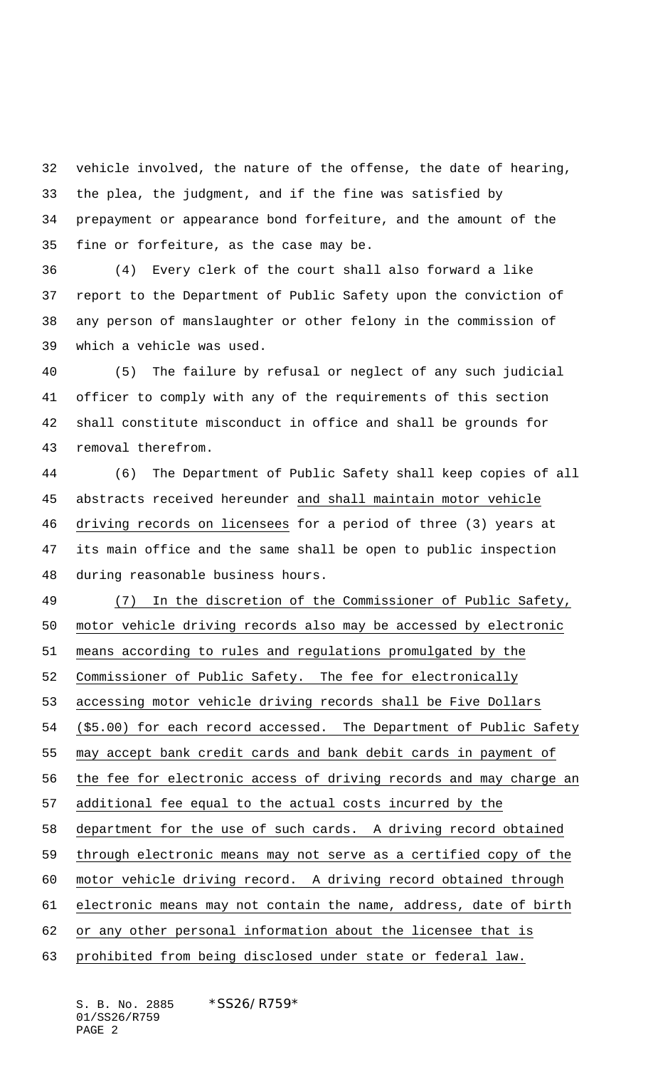vehicle involved, the nature of the offense, the date of hearing, the plea, the judgment, and if the fine was satisfied by prepayment or appearance bond forfeiture, and the amount of the fine or forfeiture, as the case may be.

(4) Every clerk of the court shall also forward a like report to the Department of Public Safety upon the conviction of any person of manslaughter or other felony in the commission of which a vehicle was used.

(5) The failure by refusal or neglect of any such judicial officer to comply with any of the requirements of this section shall constitute misconduct in office and shall be grounds for removal therefrom.

(6) The Department of Public Safety shall keep copies of all abstracts received hereunder and shall maintain motor vehicle driving records on licensees for a period of three (3) years at its main office and the same shall be open to public inspection during reasonable business hours.

(7) In the discretion of the Commissioner of Public Safety, motor vehicle driving records also may be accessed by electronic means according to rules and regulations promulgated by the Commissioner of Public Safety. The fee for electronically accessing motor vehicle driving records shall be Five Dollars ($5.00) for each record accessed. The Department of Public Safety may accept bank credit cards and bank debit cards in payment of the fee for electronic access of driving records and may charge an additional fee equal to the actual costs incurred by the department for the use of such cards. A driving record obtained through electronic means may not serve as a certified copy of the motor vehicle driving record. A driving record obtained through electronic means may not contain the name, address, date of birth or any other personal information about the licensee that is prohibited from being disclosed under state or federal law.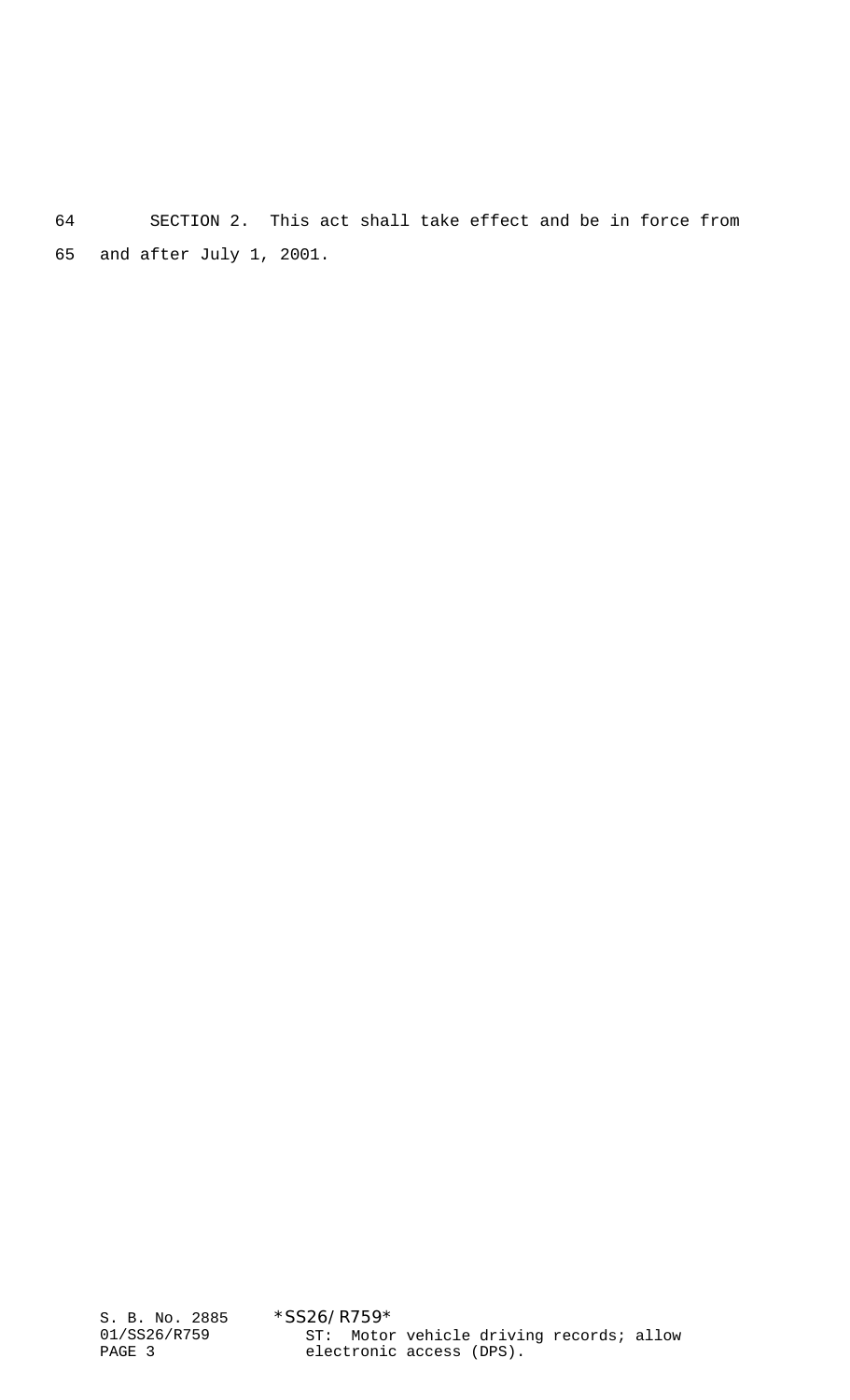64 SECTION 2. This act shall take effect and be in force from

65 and after July 1, 2001.